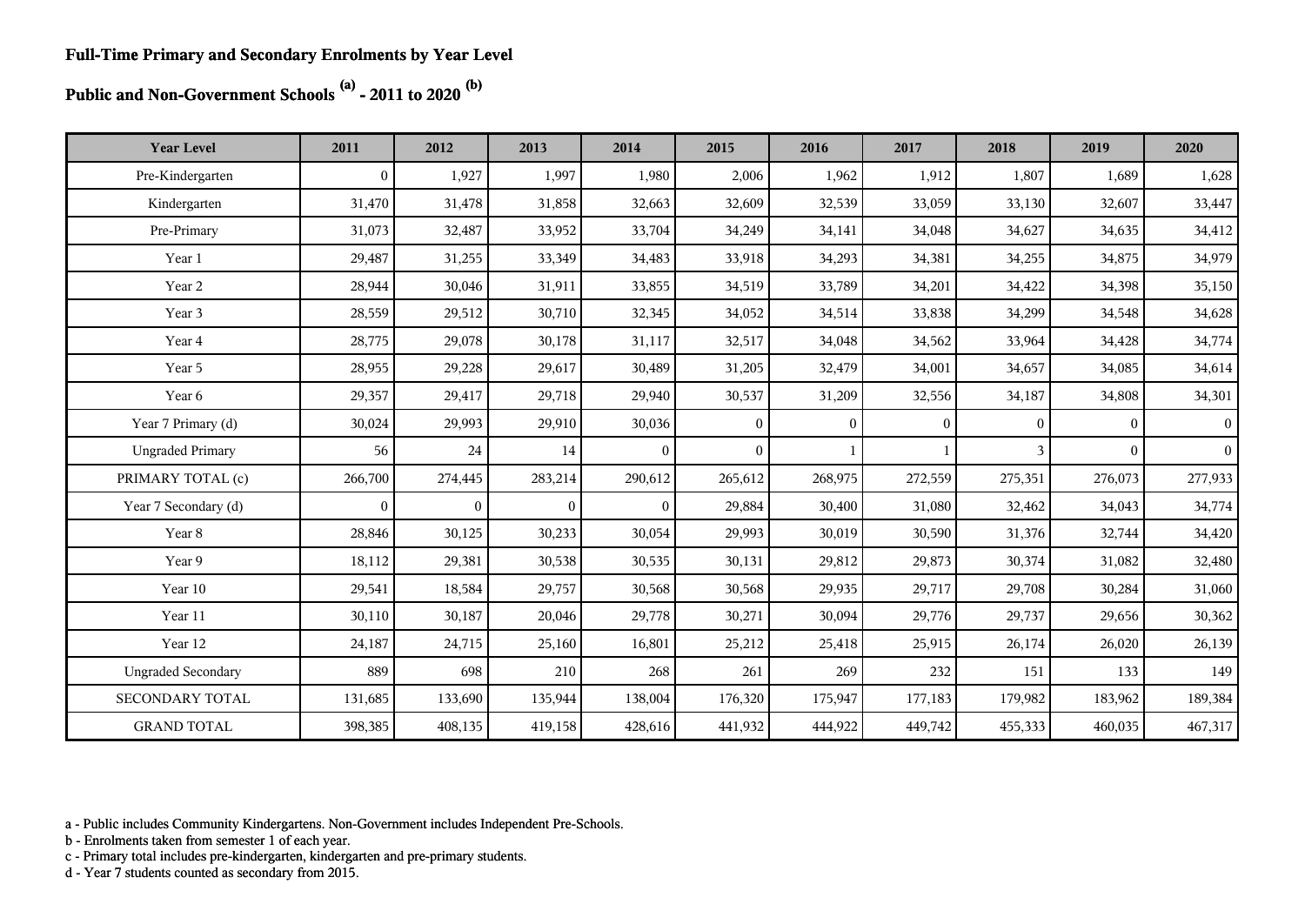**Full-Time Primary and Secondary Enrolments by Year Level**

**Public and Non-Government Schools [(a)] - 2011 to 2020 [(b)]**

| Year Level | 2011 | 2012 | 2013 | 2014 | 2015 | 2016 | 2017 | 2018 | 2019 | 2020 |
|---|---|---|---|---|---|---|---|---|---|---|
| Pre-Kindergarten | 0 | 1,927 | 1,997 | 1,980 | 2,006 | 1,962 | 1,912 | 1,807 | 1,689 | 1,628 |
| Kindergarten | 31,470 | 31,478 | 31,858 | 32,663 | 32,609 | 32,539 | 33,059 | 33,130 | 32,607 | 33,447 |
| Pre-Primary | 31,073 | 32,487 | 33,952 | 33,704 | 34,249 | 34,141 | 34,048 | 34,627 | 34,635 | 34,412 |
| Year 1 | 29,487 | 31,255 | 33,349 | 34,483 | 33,918 | 34,293 | 34,381 | 34,255 | 34,875 | 34,979 |
| Year 2 | 28,944 | 30,046 | 31,911 | 33,855 | 34,519 | 33,789 | 34,201 | 34,422 | 34,398 | 35,150 |
| Year 3 | 28,559 | 29,512 | 30,710 | 32,345 | 34,052 | 34,514 | 33,838 | 34,299 | 34,548 | 34,628 |
| Year 4 | 28,775 | 29,078 | 30,178 | 31,117 | 32,517 | 34,048 | 34,562 | 33,964 | 34,428 | 34,774 |
| Year 5 | 28,955 | 29,228 | 29,617 | 30,489 | 31,205 | 32,479 | 34,001 | 34,657 | 34,085 | 34,614 |
| Year 6 | 29,357 | 29,417 | 29,718 | 29,940 | 30,537 | 31,209 | 32,556 | 34,187 | 34,808 | 34,301 |
| Year 7 Primary (d) | 30,024 | 29,993 | 29,910 | 30,036 | 0 | 0 | 0 | 0 | 0 | 0 |
| Ungraded Primary | 56 | 24 | 14 | 0 | 0 | 1 | 1 | 3 | 0 | 0 |
| PRIMARY TOTAL (c) | 266,700 | 274,445 | 283,214 | 290,612 | 265,612 | 268,975 | 272,559 | 275,351 | 276,073 | 277,933 |
| Year 7 Secondary (d) | 0 | 0 | 0 | 0 | 29,884 | 30,400 | 31,080 | 32,462 | 34,043 | 34,774 |
| Year 8 | 28,846 | 30,125 | 30,233 | 30,054 | 29,993 | 30,019 | 30,590 | 31,376 | 32,744 | 34,420 |
| Year 9 | 18,112 | 29,381 | 30,538 | 30,535 | 30,131 | 29,812 | 29,873 | 30,374 | 31,082 | 32,480 |
| Year 10 | 29,541 | 18,584 | 29,757 | 30,568 | 30,568 | 29,935 | 29,717 | 29,708 | 30,284 | 31,060 |
| Year 11 | 30,110 | 30,187 | 20,046 | 29,778 | 30,271 | 30,094 | 29,776 | 29,737 | 29,656 | 30,362 |
| Year 12 | 24,187 | 24,715 | 25,160 | 16,801 | 25,212 | 25,418 | 25,915 | 26,174 | 26,020 | 26,139 |
| Ungraded Secondary | 889 | 698 | 210 | 268 | 261 | 269 | 232 | 151 | 133 | 149 |
| SECONDARY TOTAL | 131,685 | 133,690 | 135,944 | 138,004 | 176,320 | 175,947 | 177,183 | 179,982 | 183,962 | 189,384 |
| GRAND TOTAL | 398,385 | 408,135 | 419,158 | 428,616 | 441,932 | 444,922 | 449,742 | 455,333 | 460,035 | 467,317 |

a - Public includes Community Kindergartens. Non-Government includes Independent Pre-Schools.
b - Enrolments taken from semester 1 of each year.
c - Primary total includes pre-kindergarten, kindergarten and pre-primary students.
d - Year 7 students counted as secondary from 2015.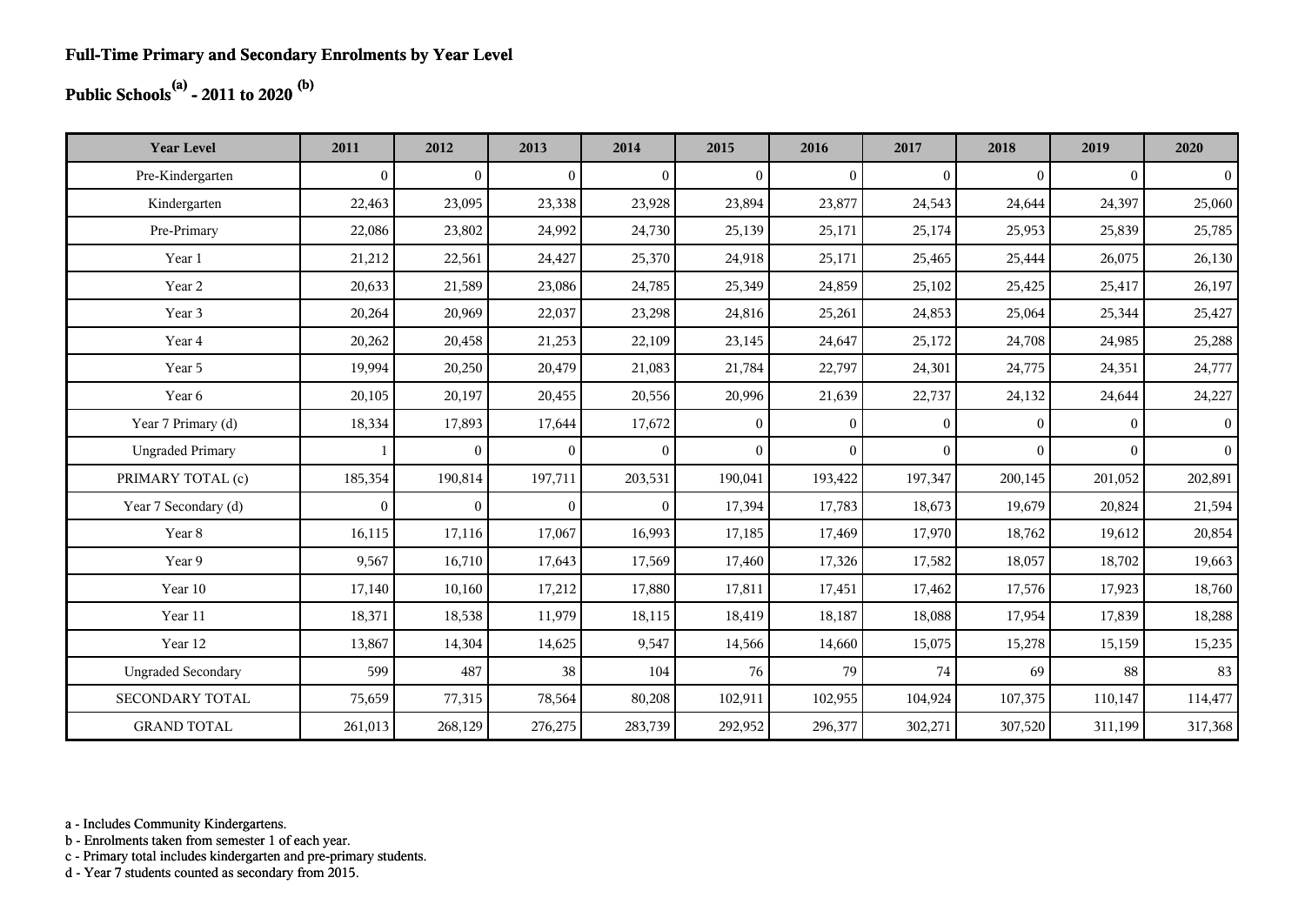# Full-Time Primary and Secondary Enrolments by Year Level

## Public Schools[(a)] - 2011 to 2020 [(b)]

| Year Level | 2011 | 2012 | 2013 | 2014 | 2015 | 2016 | 2017 | 2018 | 2019 | 2020 |
|---|---|---|---|---|---|---|---|---|---|---|
| Pre-Kindergarten | 0 | 0 | 0 | 0 | 0 | 0 | 0 | 0 | 0 | 0 |
| Kindergarten | 22,463 | 23,095 | 23,338 | 23,928 | 23,894 | 23,877 | 24,543 | 24,644 | 24,397 | 25,060 |
| Pre-Primary | 22,086 | 23,802 | 24,992 | 24,730 | 25,139 | 25,171 | 25,174 | 25,953 | 25,839 | 25,785 |
| Year 1 | 21,212 | 22,561 | 24,427 | 25,370 | 24,918 | 25,171 | 25,465 | 25,444 | 26,075 | 26,130 |
| Year 2 | 20,633 | 21,589 | 23,086 | 24,785 | 25,349 | 24,859 | 25,102 | 25,425 | 25,417 | 26,197 |
| Year 3 | 20,264 | 20,969 | 22,037 | 23,298 | 24,816 | 25,261 | 24,853 | 25,064 | 25,344 | 25,427 |
| Year 4 | 20,262 | 20,458 | 21,253 | 22,109 | 23,145 | 24,647 | 25,172 | 24,708 | 24,985 | 25,288 |
| Year 5 | 19,994 | 20,250 | 20,479 | 21,083 | 21,784 | 22,797 | 24,301 | 24,775 | 24,351 | 24,777 |
| Year 6 | 20,105 | 20,197 | 20,455 | 20,556 | 20,996 | 21,639 | 22,737 | 24,132 | 24,644 | 24,227 |
| Year 7 Primary (d) | 18,334 | 17,893 | 17,644 | 17,672 | 0 | 0 | 0 | 0 | 0 | 0 |
| Ungraded Primary | 1 | 0 | 0 | 0 | 0 | 0 | 0 | 0 | 0 | 0 |
| PRIMARY TOTAL (c) | 185,354 | 190,814 | 197,711 | 203,531 | 190,041 | 193,422 | 197,347 | 200,145 | 201,052 | 202,891 |
| Year 7 Secondary (d) | 0 | 0 | 0 | 0 | 17,394 | 17,783 | 18,673 | 19,679 | 20,824 | 21,594 |
| Year 8 | 16,115 | 17,116 | 17,067 | 16,993 | 17,185 | 17,469 | 17,970 | 18,762 | 19,612 | 20,854 |
| Year 9 | 9,567 | 16,710 | 17,643 | 17,569 | 17,460 | 17,326 | 17,582 | 18,057 | 18,702 | 19,663 |
| Year 10 | 17,140 | 10,160 | 17,212 | 17,880 | 17,811 | 17,451 | 17,462 | 17,576 | 17,923 | 18,760 |
| Year 11 | 18,371 | 18,538 | 11,979 | 18,115 | 18,419 | 18,187 | 18,088 | 17,954 | 17,839 | 18,288 |
| Year 12 | 13,867 | 14,304 | 14,625 | 9,547 | 14,566 | 14,660 | 15,075 | 15,278 | 15,159 | 15,235 |
| Ungraded Secondary | 599 | 487 | 38 | 104 | 76 | 79 | 74 | 69 | 88 | 83 |
| SECONDARY TOTAL | 75,659 | 77,315 | 78,564 | 80,208 | 102,911 | 102,955 | 104,924 | 107,375 | 110,147 | 114,477 |
| GRAND TOTAL | 261,013 | 268,129 | 276,275 | 283,739 | 292,952 | 296,377 | 302,271 | 307,520 | 311,199 | 317,368 |

a - Includes Community Kindergartens.
b - Enrolments taken from semester 1 of each year.
c - Primary total includes kindergarten and pre-primary students.
d - Year 7 students counted as secondary from 2015.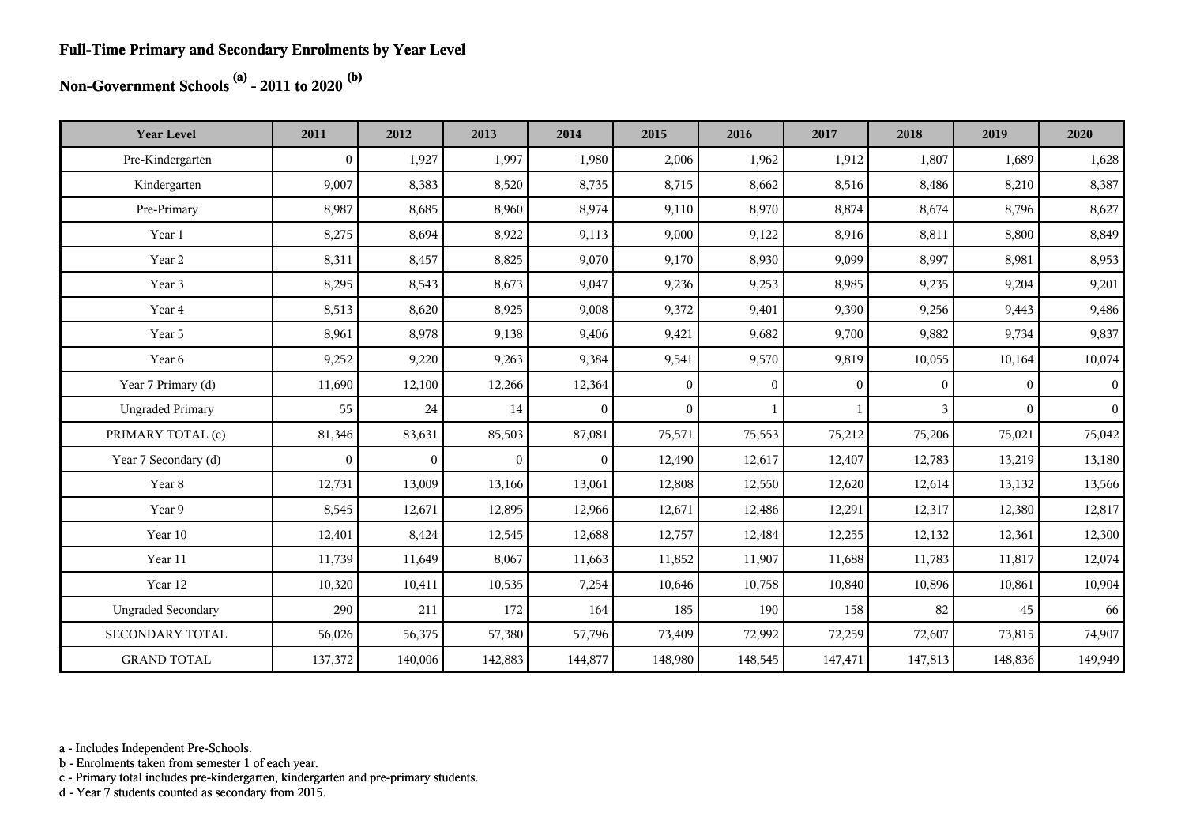**Full-Time Primary and Secondary Enrolments by Year Level**

**Non-Government Schools [(a)] - 2011 to 2020 [(b)]**

| Year Level | 2011 | 2012 | 2013 | 2014 | 2015 | 2016 | 2017 | 2018 | 2019 | 2020 |
|---|---|---|---|---|---|---|---|---|---|---|
| Pre-Kindergarten | 0 | 1,927 | 1,997 | 1,980 | 2,006 | 1,962 | 1,912 | 1,807 | 1,689 | 1,628 |
| Kindergarten | 9,007 | 8,383 | 8,520 | 8,735 | 8,715 | 8,662 | 8,516 | 8,486 | 8,210 | 8,387 |
| Pre-Primary | 8,987 | 8,685 | 8,960 | 8,974 | 9,110 | 8,970 | 8,874 | 8,674 | 8,796 | 8,627 |
| Year 1 | 8,275 | 8,694 | 8,922 | 9,113 | 9,000 | 9,122 | 8,916 | 8,811 | 8,800 | 8,849 |
| Year 2 | 8,311 | 8,457 | 8,825 | 9,070 | 9,170 | 8,930 | 9,099 | 8,997 | 8,981 | 8,953 |
| Year 3 | 8,295 | 8,543 | 8,673 | 9,047 | 9,236 | 9,253 | 8,985 | 9,235 | 9,204 | 9,201 |
| Year 4 | 8,513 | 8,620 | 8,925 | 9,008 | 9,372 | 9,401 | 9,390 | 9,256 | 9,443 | 9,486 |
| Year 5 | 8,961 | 8,978 | 9,138 | 9,406 | 9,421 | 9,682 | 9,700 | 9,882 | 9,734 | 9,837 |
| Year 6 | 9,252 | 9,220 | 9,263 | 9,384 | 9,541 | 9,570 | 9,819 | 10,055 | 10,164 | 10,074 |
| Year 7 Primary (d) | 11,690 | 12,100 | 12,266 | 12,364 | 0 | 0 | 0 | 0 | 0 | 0 |
| Ungraded Primary | 55 | 24 | 14 | 0 | 0 | 1 | 1 | 3 | 0 | 0 |
| PRIMARY TOTAL (c) | 81,346 | 83,631 | 85,503 | 87,081 | 75,571 | 75,553 | 75,212 | 75,206 | 75,021 | 75,042 |
| Year 7 Secondary (d) | 0 | 0 | 0 | 0 | 12,490 | 12,617 | 12,407 | 12,783 | 13,219 | 13,180 |
| Year 8 | 12,731 | 13,009 | 13,166 | 13,061 | 12,808 | 12,550 | 12,620 | 12,614 | 13,132 | 13,566 |
| Year 9 | 8,545 | 12,671 | 12,895 | 12,966 | 12,671 | 12,486 | 12,291 | 12,317 | 12,380 | 12,817 |
| Year 10 | 12,401 | 8,424 | 12,545 | 12,688 | 12,757 | 12,484 | 12,255 | 12,132 | 12,361 | 12,300 |
| Year 11 | 11,739 | 11,649 | 8,067 | 11,663 | 11,852 | 11,907 | 11,688 | 11,783 | 11,817 | 12,074 |
| Year 12 | 10,320 | 10,411 | 10,535 | 7,254 | 10,646 | 10,758 | 10,840 | 10,896 | 10,861 | 10,904 |
| Ungraded Secondary | 290 | 211 | 172 | 164 | 185 | 190 | 158 | 82 | 45 | 66 |
| SECONDARY TOTAL | 56,026 | 56,375 | 57,380 | 57,796 | 73,409 | 72,992 | 72,259 | 72,607 | 73,815 | 74,907 |
| GRAND TOTAL | 137,372 | 140,006 | 142,883 | 144,877 | 148,980 | 148,545 | 147,471 | 147,813 | 148,836 | 149,949 |

a - Includes Independent Pre-Schools.
b - Enrolments taken from semester 1 of each year.
c - Primary total includes pre-kindergarten, kindergarten and pre-primary students.
d - Year 7 students counted as secondary from 2015.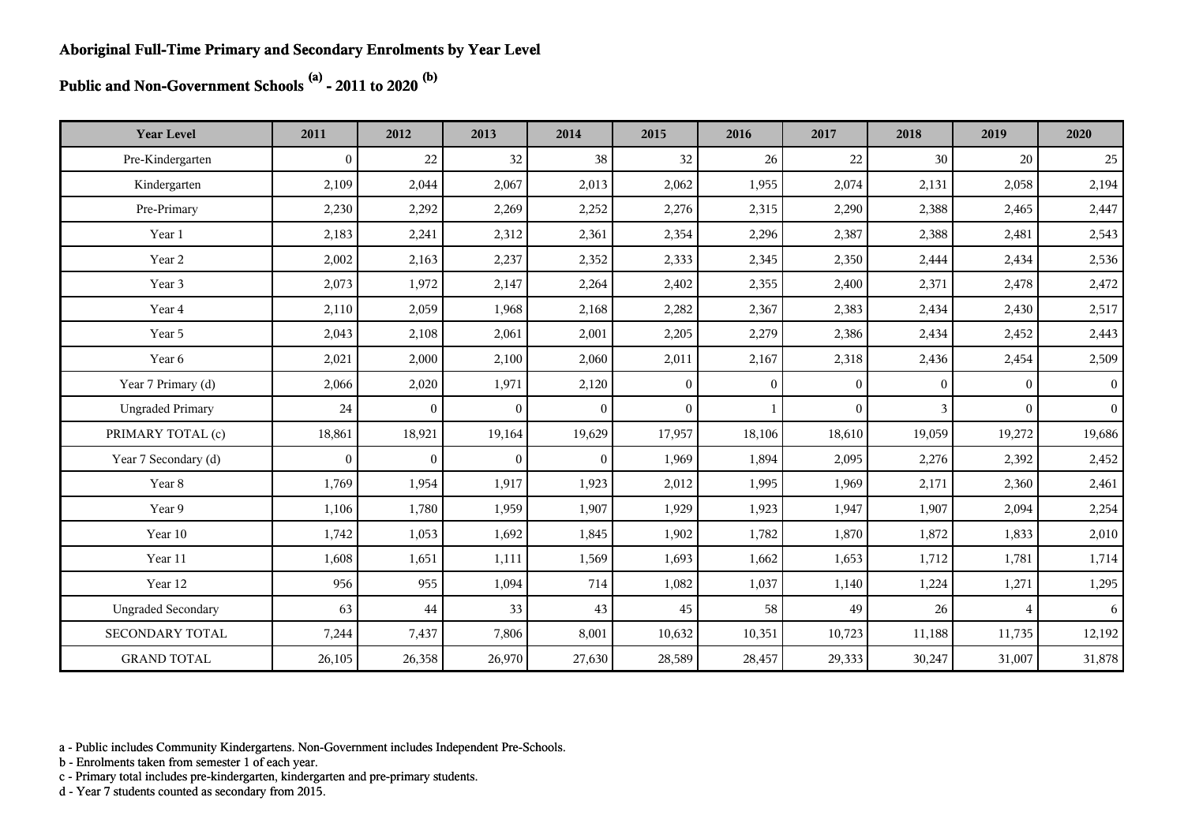**Aboriginal Full-Time Primary and Secondary Enrolments by Year Level**

**Public and Non-Government Schools [(a)] - 2011 to 2020 [(b)]**

| Year Level | 2011 | 2012 | 2013 | 2014 | 2015 | 2016 | 2017 | 2018 | 2019 | 2020 |
|---|---|---|---|---|---|---|---|---|---|---|
| Pre-Kindergarten | 0 | 22 | 32 | 38 | 32 | 26 | 22 | 30 | 20 | 25 |
| Kindergarten | 2,109 | 2,044 | 2,067 | 2,013 | 2,062 | 1,955 | 2,074 | 2,131 | 2,058 | 2,194 |
| Pre-Primary | 2,230 | 2,292 | 2,269 | 2,252 | 2,276 | 2,315 | 2,290 | 2,388 | 2,465 | 2,447 |
| Year 1 | 2,183 | 2,241 | 2,312 | 2,361 | 2,354 | 2,296 | 2,387 | 2,388 | 2,481 | 2,543 |
| Year 2 | 2,002 | 2,163 | 2,237 | 2,352 | 2,333 | 2,345 | 2,350 | 2,444 | 2,434 | 2,536 |
| Year 3 | 2,073 | 1,972 | 2,147 | 2,264 | 2,402 | 2,355 | 2,400 | 2,371 | 2,478 | 2,472 |
| Year 4 | 2,110 | 2,059 | 1,968 | 2,168 | 2,282 | 2,367 | 2,383 | 2,434 | 2,430 | 2,517 |
| Year 5 | 2,043 | 2,108 | 2,061 | 2,001 | 2,205 | 2,279 | 2,386 | 2,434 | 2,452 | 2,443 |
| Year 6 | 2,021 | 2,000 | 2,100 | 2,060 | 2,011 | 2,167 | 2,318 | 2,436 | 2,454 | 2,509 |
| Year 7 Primary (d) | 2,066 | 2,020 | 1,971 | 2,120 | 0 | 0 | 0 | 0 | 0 | 0 |
| Ungraded Primary | 24 | 0 | 0 | 0 | 0 | 1 | 0 | 3 | 0 | 0 |
| PRIMARY TOTAL (c) | 18,861 | 18,921 | 19,164 | 19,629 | 17,957 | 18,106 | 18,610 | 19,059 | 19,272 | 19,686 |
| Year 7 Secondary (d) | 0 | 0 | 0 | 0 | 1,969 | 1,894 | 2,095 | 2,276 | 2,392 | 2,452 |
| Year 8 | 1,769 | 1,954 | 1,917 | 1,923 | 2,012 | 1,995 | 1,969 | 2,171 | 2,360 | 2,461 |
| Year 9 | 1,106 | 1,780 | 1,959 | 1,907 | 1,929 | 1,923 | 1,947 | 1,907 | 2,094 | 2,254 |
| Year 10 | 1,742 | 1,053 | 1,692 | 1,845 | 1,902 | 1,782 | 1,870 | 1,872 | 1,833 | 2,010 |
| Year 11 | 1,608 | 1,651 | 1,111 | 1,569 | 1,693 | 1,662 | 1,653 | 1,712 | 1,781 | 1,714 |
| Year 12 | 956 | 955 | 1,094 | 714 | 1,082 | 1,037 | 1,140 | 1,224 | 1,271 | 1,295 |
| Ungraded Secondary | 63 | 44 | 33 | 43 | 45 | 58 | 49 | 26 | 4 | 6 |
| SECONDARY TOTAL | 7,244 | 7,437 | 7,806 | 8,001 | 10,632 | 10,351 | 10,723 | 11,188 | 11,735 | 12,192 |
| GRAND TOTAL | 26,105 | 26,358 | 26,970 | 27,630 | 28,589 | 28,457 | 29,333 | 30,247 | 31,007 | 31,878 |

a - Public includes Community Kindergartens. Non-Government includes Independent Pre-Schools.
b - Enrolments taken from semester 1 of each year.
c - Primary total includes pre-kindergarten, kindergarten and pre-primary students.
d - Year 7 students counted as secondary from 2015.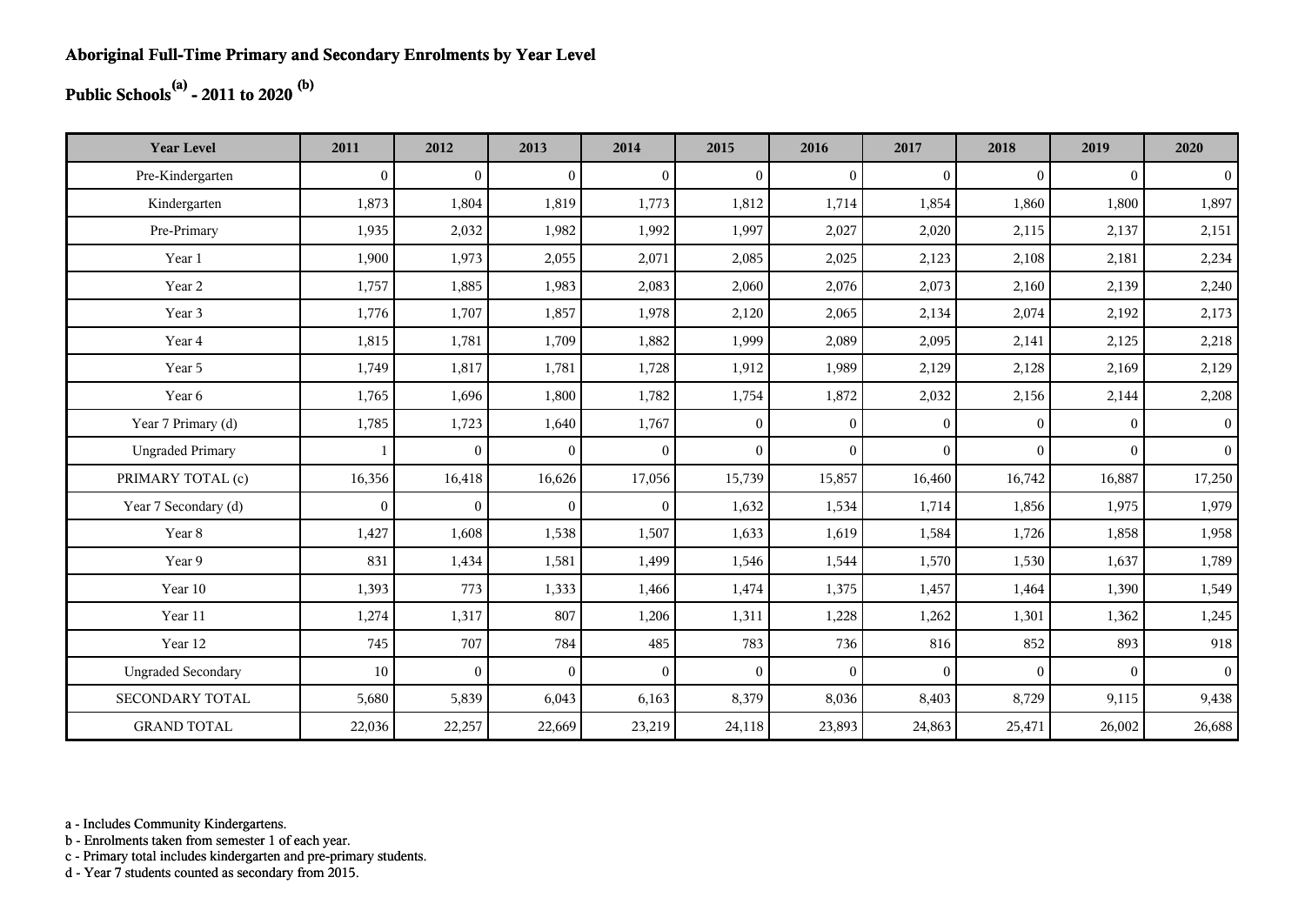**Aboriginal Full-Time Primary and Secondary Enrolments by Year Level**

**Public Schools[(a)] - 2011 to 2020 [(b)]**

| Year Level | 2011 | 2012 | 2013 | 2014 | 2015 | 2016 | 2017 | 2018 | 2019 | 2020 |
|---|---|---|---|---|---|---|---|---|---|---|
| Pre-Kindergarten | 0 | 0 | 0 | 0 | 0 | 0 | 0 | 0 | 0 | 0 |
| Kindergarten | 1,873 | 1,804 | 1,819 | 1,773 | 1,812 | 1,714 | 1,854 | 1,860 | 1,800 | 1,897 |
| Pre-Primary | 1,935 | 2,032 | 1,982 | 1,992 | 1,997 | 2,027 | 2,020 | 2,115 | 2,137 | 2,151 |
| Year 1 | 1,900 | 1,973 | 2,055 | 2,071 | 2,085 | 2,025 | 2,123 | 2,108 | 2,181 | 2,234 |
| Year 2 | 1,757 | 1,885 | 1,983 | 2,083 | 2,060 | 2,076 | 2,073 | 2,160 | 2,139 | 2,240 |
| Year 3 | 1,776 | 1,707 | 1,857 | 1,978 | 2,120 | 2,065 | 2,134 | 2,074 | 2,192 | 2,173 |
| Year 4 | 1,815 | 1,781 | 1,709 | 1,882 | 1,999 | 2,089 | 2,095 | 2,141 | 2,125 | 2,218 |
| Year 5 | 1,749 | 1,817 | 1,781 | 1,728 | 1,912 | 1,989 | 2,129 | 2,128 | 2,169 | 2,129 |
| Year 6 | 1,765 | 1,696 | 1,800 | 1,782 | 1,754 | 1,872 | 2,032 | 2,156 | 2,144 | 2,208 |
| Year 7 Primary (d) | 1,785 | 1,723 | 1,640 | 1,767 | 0 | 0 | 0 | 0 | 0 | 0 |
| Ungraded Primary | 1 | 0 | 0 | 0 | 0 | 0 | 0 | 0 | 0 | 0 |
| PRIMARY TOTAL (c) | 16,356 | 16,418 | 16,626 | 17,056 | 15,739 | 15,857 | 16,460 | 16,742 | 16,887 | 17,250 |
| Year 7 Secondary (d) | 0 | 0 | 0 | 0 | 1,632 | 1,534 | 1,714 | 1,856 | 1,975 | 1,979 |
| Year 8 | 1,427 | 1,608 | 1,538 | 1,507 | 1,633 | 1,619 | 1,584 | 1,726 | 1,858 | 1,958 |
| Year 9 | 831 | 1,434 | 1,581 | 1,499 | 1,546 | 1,544 | 1,570 | 1,530 | 1,637 | 1,789 |
| Year 10 | 1,393 | 773 | 1,333 | 1,466 | 1,474 | 1,375 | 1,457 | 1,464 | 1,390 | 1,549 |
| Year 11 | 1,274 | 1,317 | 807 | 1,206 | 1,311 | 1,228 | 1,262 | 1,301 | 1,362 | 1,245 |
| Year 12 | 745 | 707 | 784 | 485 | 783 | 736 | 816 | 852 | 893 | 918 |
| Ungraded Secondary | 10 | 0 | 0 | 0 | 0 | 0 | 0 | 0 | 0 | 0 |
| SECONDARY TOTAL | 5,680 | 5,839 | 6,043 | 6,163 | 8,379 | 8,036 | 8,403 | 8,729 | 9,115 | 9,438 |
| GRAND TOTAL | 22,036 | 22,257 | 22,669 | 23,219 | 24,118 | 23,893 | 24,863 | 25,471 | 26,002 | 26,688 |

a - Includes Community Kindergartens.
b - Enrolments taken from semester 1 of each year.
c - Primary total includes kindergarten and pre-primary students.
d - Year 7 students counted as secondary from 2015.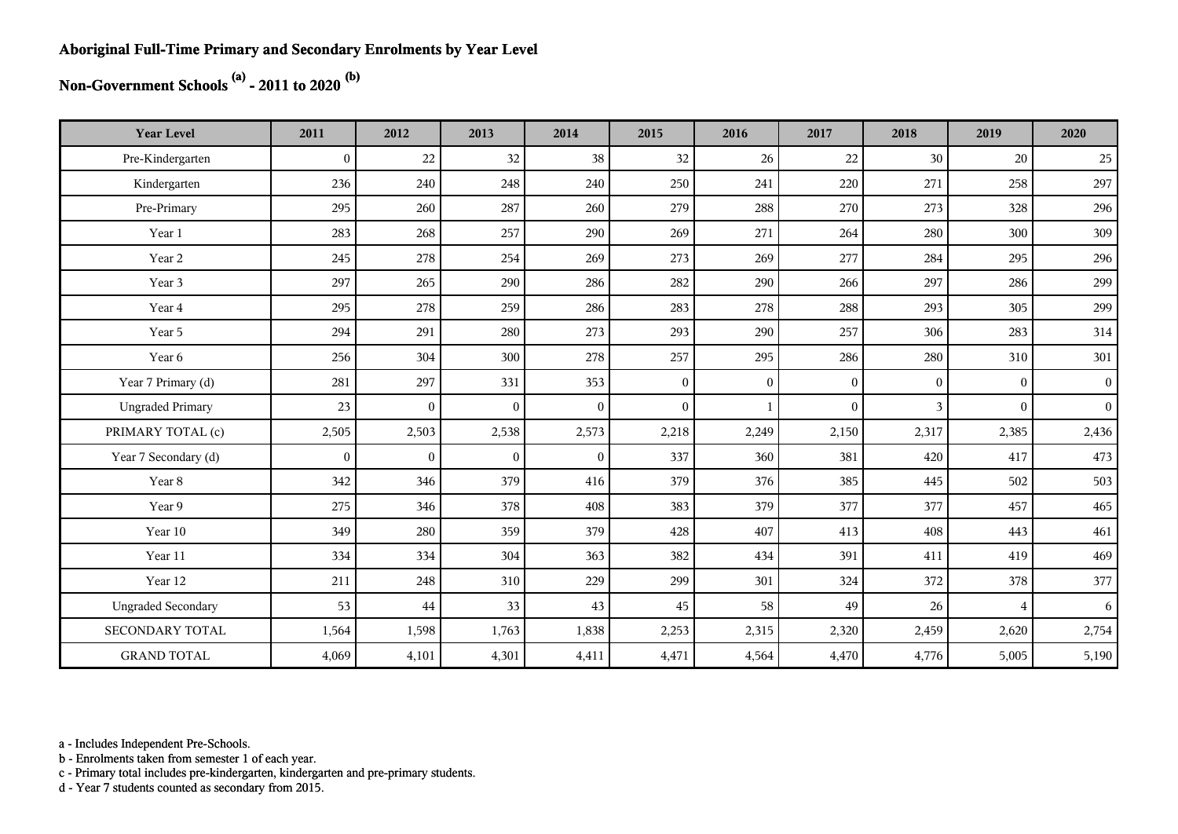**Aboriginal Full-Time Primary and Secondary Enrolments by Year Level**

**Non-Government Schools [(a)] - 2011 to 2020 [(b)]**

| Year Level | 2011 | 2012 | 2013 | 2014 | 2015 | 2016 | 2017 | 2018 | 2019 | 2020 |
|---|---|---|---|---|---|---|---|---|---|---|
| Pre-Kindergarten | 0 | 22 | 32 | 38 | 32 | 26 | 22 | 30 | 20 | 25 |
| Kindergarten | 236 | 240 | 248 | 240 | 250 | 241 | 220 | 271 | 258 | 297 |
| Pre-Primary | 295 | 260 | 287 | 260 | 279 | 288 | 270 | 273 | 328 | 296 |
| Year 1 | 283 | 268 | 257 | 290 | 269 | 271 | 264 | 280 | 300 | 309 |
| Year 2 | 245 | 278 | 254 | 269 | 273 | 269 | 277 | 284 | 295 | 296 |
| Year 3 | 297 | 265 | 290 | 286 | 282 | 290 | 266 | 297 | 286 | 299 |
| Year 4 | 295 | 278 | 259 | 286 | 283 | 278 | 288 | 293 | 305 | 299 |
| Year 5 | 294 | 291 | 280 | 273 | 293 | 290 | 257 | 306 | 283 | 314 |
| Year 6 | 256 | 304 | 300 | 278 | 257 | 295 | 286 | 280 | 310 | 301 |
| Year 7 Primary (d) | 281 | 297 | 331 | 353 | 0 | 0 | 0 | 0 | 0 | 0 |
| Ungraded Primary | 23 | 0 | 0 | 0 | 0 | 1 | 0 | 3 | 0 | 0 |
| PRIMARY TOTAL (c) | 2,505 | 2,503 | 2,538 | 2,573 | 2,218 | 2,249 | 2,150 | 2,317 | 2,385 | 2,436 |
| Year 7 Secondary (d) | 0 | 0 | 0 | 0 | 337 | 360 | 381 | 420 | 417 | 473 |
| Year 8 | 342 | 346 | 379 | 416 | 379 | 376 | 385 | 445 | 502 | 503 |
| Year 9 | 275 | 346 | 378 | 408 | 383 | 379 | 377 | 377 | 457 | 465 |
| Year 10 | 349 | 280 | 359 | 379 | 428 | 407 | 413 | 408 | 443 | 461 |
| Year 11 | 334 | 334 | 304 | 363 | 382 | 434 | 391 | 411 | 419 | 469 |
| Year 12 | 211 | 248 | 310 | 229 | 299 | 301 | 324 | 372 | 378 | 377 |
| Ungraded Secondary | 53 | 44 | 33 | 43 | 45 | 58 | 49 | 26 | 4 | 6 |
| SECONDARY TOTAL | 1,564 | 1,598 | 1,763 | 1,838 | 2,253 | 2,315 | 2,320 | 2,459 | 2,620 | 2,754 |
| GRAND TOTAL | 4,069 | 4,101 | 4,301 | 4,411 | 4,471 | 4,564 | 4,470 | 4,776 | 5,005 | 5,190 |

a - Includes Independent Pre-Schools.
b - Enrolments taken from semester 1 of each year.
c - Primary total includes pre-kindergarten, kindergarten and pre-primary students.
d - Year 7 students counted as secondary from 2015.